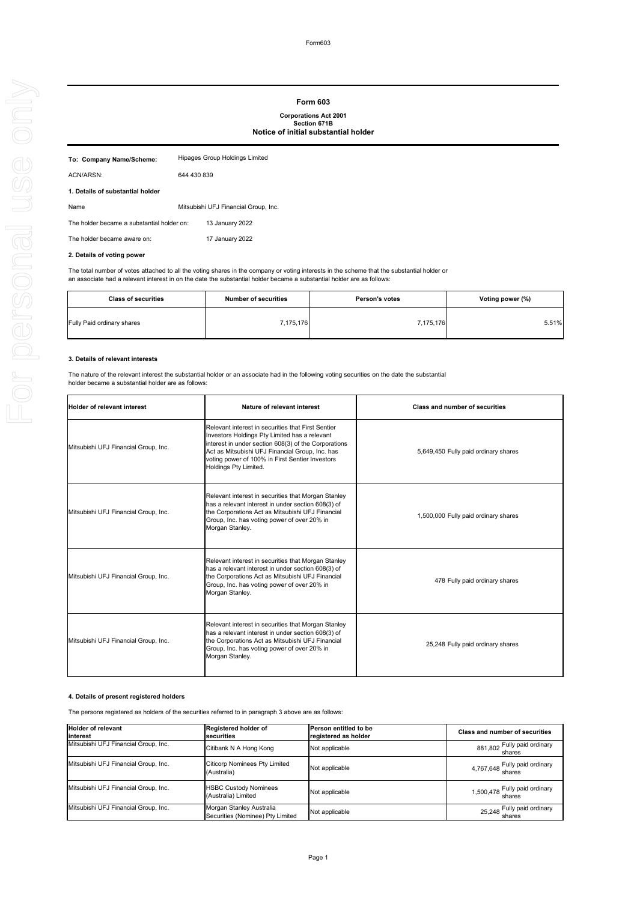# Form 603

**Corporations Act 2001**
**Section 671B**
**Notice of initial substantial holder**

**To: Company Name/Scheme:** Hipages Group Holdings Limited

ACN/ARSN: 644 430 839

**1. Details of substantial holder**

Name: Mitsubishi UFJ Financial Group, Inc.

The holder became a substantial holder on: 13 January 2022

The holder became aware on: 17 January 2022

**2. Details of voting power**

The total number of votes attached to all the voting shares in the company or voting interests in the scheme that the substantial holder or an associate had a relevant interest in on the date the substantial holder became a substantial holder are as follows:

| Class of securities | Number of securities | Person's votes | Voting power (%) |
|---|---|---|---|
| Fully Paid ordinary shares | 7,175,176 | 7,175,176 | 5.51% |

**3. Details of relevant interests**

The nature of the relevant interest the substantial holder or an associate had in the following voting securities on the date the substantial holder became a substantial holder are as follows:

| Holder of relevant interest | Nature of relevant interest | Class and number of securities |
|---|---|---|
| Mitsubishi UFJ Financial Group, Inc. | Relevant interest in securities that First Sentier Investors Holdings Pty Limited has a relevant interest in under section 608(3) of the Corporations Act as Mitsubishi UFJ Financial Group, Inc. has voting power of 100% in First Sentier Investors Holdings Pty Limited. | 5,649,450 Fully paid ordinary shares |
| Mitsubishi UFJ Financial Group, Inc. | Relevant interest in securities that Morgan Stanley has a relevant interest in under section 608(3) of the Corporations Act as Mitsubishi UFJ Financial Group, Inc. has voting power of over 20% in Morgan Stanley. | 1,500,000 Fully paid ordinary shares |
| Mitsubishi UFJ Financial Group, Inc. | Relevant interest in securities that Morgan Stanley has a relevant interest in under section 608(3) of the Corporations Act as Mitsubishi UFJ Financial Group, Inc. has voting power of over 20% in Morgan Stanley. | 478 Fully paid ordinary shares |
| Mitsubishi UFJ Financial Group, Inc. | Relevant interest in securities that Morgan Stanley has a relevant interest in under section 608(3) of the Corporations Act as Mitsubishi UFJ Financial Group, Inc. has voting power of over 20% in Morgan Stanley. | 25,248 Fully paid ordinary shares |

**4. Details of present registered holders**

The persons registered as holders of the securities referred to in paragraph 3 above are as follows:

| Holder of relevant interest | Registered holder of securities | Person entitled to be registered as holder | Class and number of securities |
|---|---|---|---|
| Mitsubishi UFJ Financial Group, Inc. | Citibank N A Hong Kong | Not applicable | 881,802 Fully paid ordinary shares |
| Mitsubishi UFJ Financial Group, Inc. | Citicorp Nominees Pty Limited (Australia) | Not applicable | 4,767,648 Fully paid ordinary shares |
| Mitsubishi UFJ Financial Group, Inc. | HSBC Custody Nominees (Australia) Limited | Not applicable | 1,500,478 Fully paid ordinary shares |
| Mitsubishi UFJ Financial Group, Inc. | Morgan Stanley Australia Securities (Nominee) Pty Limited | Not applicable | 25,248 Fully paid ordinary shares |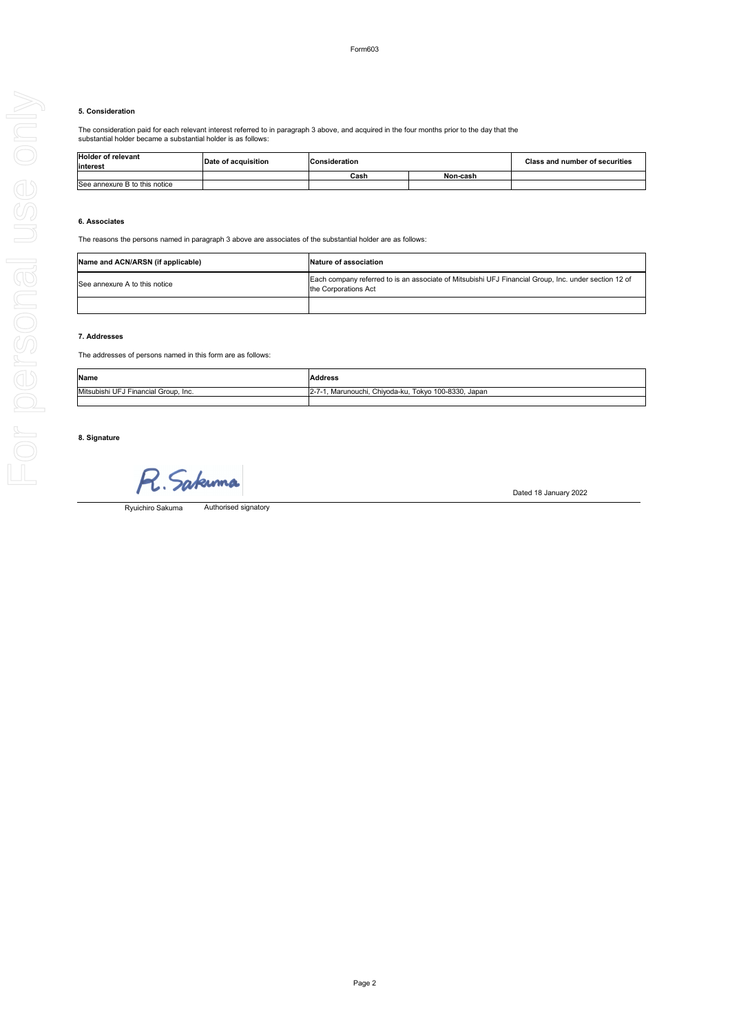### 5. Consideration

The consideration paid for each relevant interest referred to in paragraph 3 above, and acquired in the four months prior to the day that the substantial holder became a substantial holder is as follows:

| Holder of relevant interest | Date of acquisition | Consideration | | Class and number of securities |
|---|---|---|---|---|
| | | Cash | Non-cash | |
| See annexure B to this notice | | | | |

### 6. Associates

The reasons the persons named in paragraph 3 above are associates of the substantial holder are as follows:

| Name and ACN/ARSN (if applicable) | Nature of association |
|---|---|
| See annexure A to this notice | Each company referred to is an associate of Mitsubishi UFJ Financial Group, Inc. under section 12 of the Corporations Act |
| | |

### 7. Addresses

The addresses of persons named in this form are as follows:

| Name | Address |
|---|---|
| Mitsubishi UFJ Financial Group, Inc. | 2-7-1, Marunouchi, Chiyoda-ku, Tokyo 100-8330, Japan |
| | |

### 8. Signature

R. Sakuma

Dated 18 January 2022

Ryuichiro Sakuma — Authorised signatory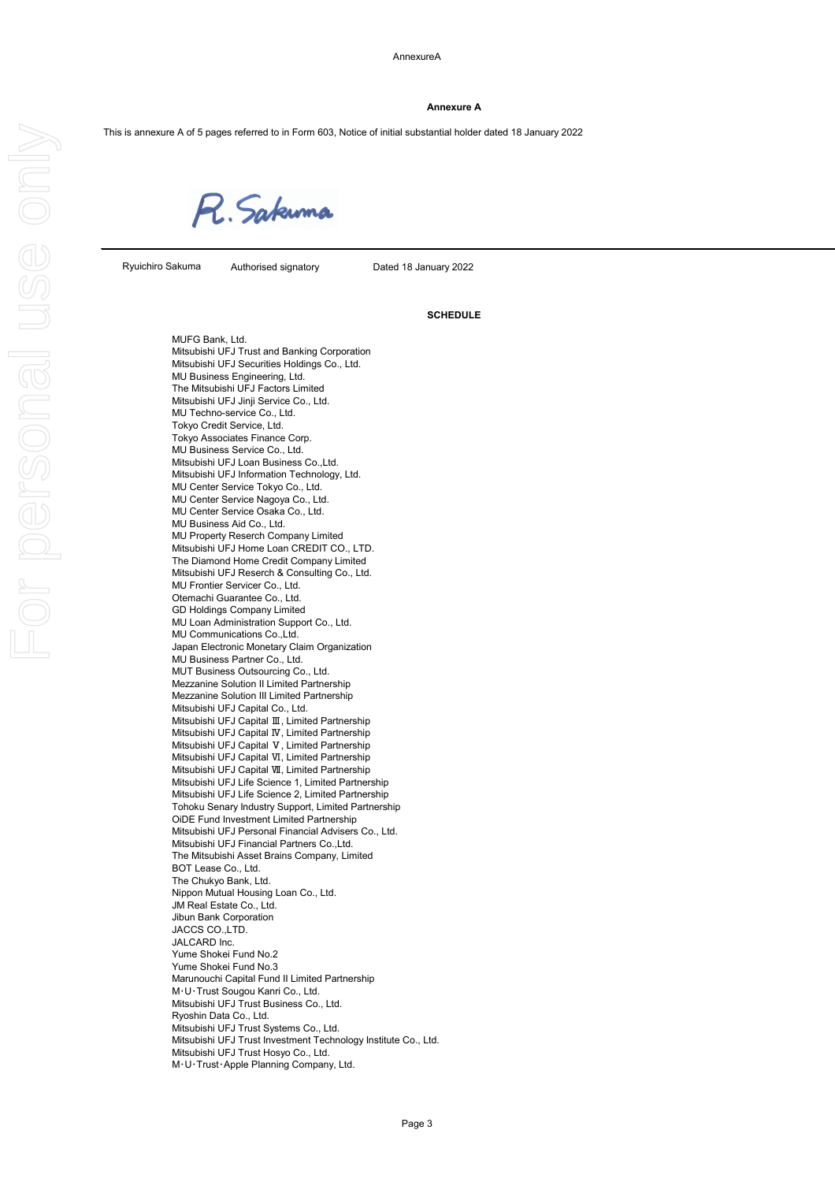## Annexure A

This is annexure A of 5 pages referred to in Form 603, Notice of initial substantial holder dated 18 January 2022

R. Sakuma

| Ryuichiro Sakuma | Authorised signatory | Dated 18 January 2022 |
|---|---|---|

**SCHEDULE**

MUFG Bank, Ltd.
Mitsubishi UFJ Trust and Banking Corporation
Mitsubishi UFJ Securities Holdings Co., Ltd.
MU Business Engineering, Ltd.
The Mitsubishi UFJ Factors Limited
Mitsubishi UFJ Jinji Service Co., Ltd.
MU Techno-service Co., Ltd.
Tokyo Credit Service, Ltd.
Tokyo Associates Finance Corp.
MU Business Service Co., Ltd.
Mitsubishi UFJ Loan Business Co.,Ltd.
Mitsubishi UFJ Information Technology, Ltd.
MU Center Service Tokyo Co., Ltd.
MU Center Service Nagoya Co., Ltd.
MU Center Service Osaka Co., Ltd.
MU Business Aid Co., Ltd.
MU Property Reserch Company Limited
Mitsubishi UFJ Home Loan CREDIT CO., LTD.
The Diamond Home Credit Company Limited
Mitsubishi UFJ Reserch & Consulting Co., Ltd.
MU Frontier Servicer Co., Ltd.
Otemachi Guarantee Co., Ltd.
GD Holdings Company Limited
MU Loan Administration Support Co., Ltd.
MU Communications Co.,Ltd.
Japan Electronic Monetary Claim Organization
MU Business Partner Co., Ltd.
MUT Business Outsourcing Co., Ltd.
Mezzanine Solution II Limited Partnership
Mezzanine Solution III Limited Partnership
Mitsubishi UFJ Capital Co., Ltd.
Mitsubishi UFJ Capital Ⅲ, Limited Partnership
Mitsubishi UFJ Capital Ⅳ, Limited Partnership
Mitsubishi UFJ Capital Ⅴ, Limited Partnership
Mitsubishi UFJ Capital Ⅵ, Limited Partnership
Mitsubishi UFJ Capital Ⅶ, Limited Partnership
Mitsubishi UFJ Life Science 1, Limited Partnership
Mitsubishi UFJ Life Science 2, Limited Partnership
Tohoku Senary Industry Support, Limited Partnership
OiDE Fund Investment Limited Partnership
Mitsubishi UFJ Personal Financial Advisers Co., Ltd.
Mitsubishi UFJ Financial Partners Co.,Ltd.
The Mitsubishi Asset Brains Company, Limited
BOT Lease Co., Ltd.
The Chukyo Bank, Ltd.
Nippon Mutual Housing Loan Co., Ltd.
JM Real Estate Co., Ltd.
Jibun Bank Corporation
JACCS CO.,LTD.
JALCARD Inc.
Yume Shokei Fund No.2
Yume Shokei Fund No.3
Marunouchi Capital Fund II Limited Partnership
M･U･Trust Sougou Kanri Co., Ltd.
Mitsubishi UFJ Trust Business Co., Ltd.
Ryoshin Data Co., Ltd.
Mitsubishi UFJ Trust Systems Co., Ltd.
Mitsubishi UFJ Trust Investment Technology Institute Co., Ltd.
Mitsubishi UFJ Trust Hosyo Co., Ltd.
M･U･Trust･Apple Planning Company, Ltd.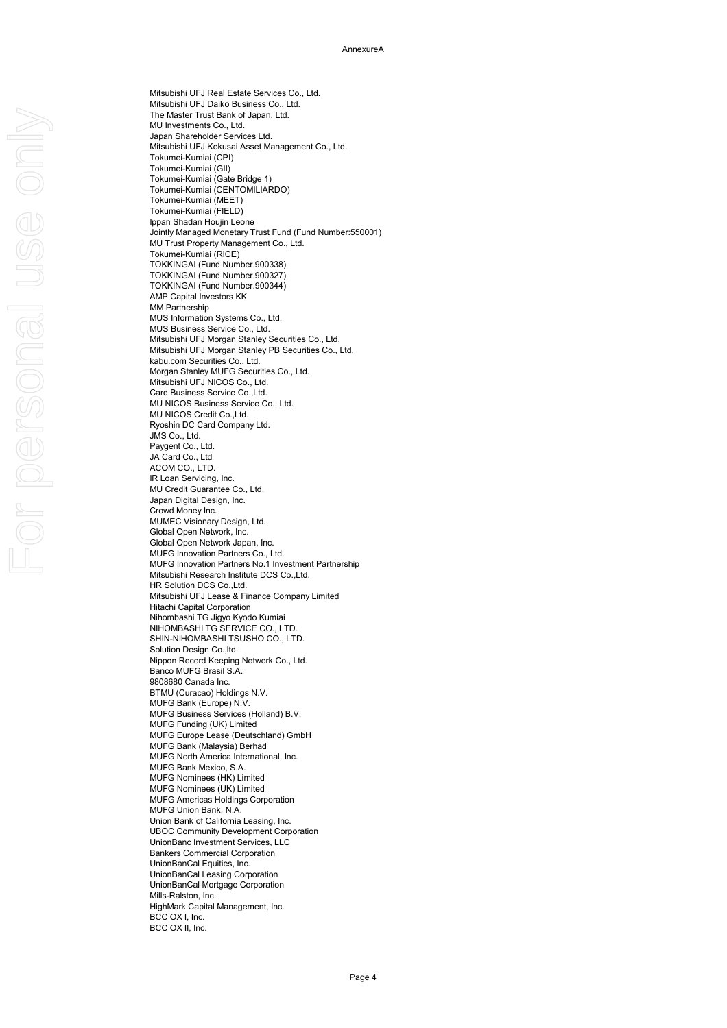Mitsubishi UFJ Real Estate Services Co., Ltd.
Mitsubishi UFJ Daiko Business Co., Ltd.
The Master Trust Bank of Japan, Ltd.
MU Investments Co., Ltd.
Japan Shareholder Services Ltd.
Mitsubishi UFJ Kokusai Asset Management Co., Ltd.
Tokumei-Kumiai (CPI)
Tokumei-Kumiai (GII)
Tokumei-Kumiai (Gate Bridge 1)
Tokumei-Kumiai (CENTOMILIARDO)
Tokumei-Kumiai (MEET)
Tokumei-Kumiai (FIELD)
Ippan Shadan Houjin Leone
Jointly Managed Monetary Trust Fund (Fund Number:550001)
MU Trust Property Management Co., Ltd.
Tokumei-Kumiai (RICE)
TOKKINGAI (Fund Number.900338)
TOKKINGAI (Fund Number.900327)
TOKKINGAI (Fund Number.900344)
AMP Capital Investors KK
MM Partnership
MUS Information Systems Co., Ltd.
MUS Business Service Co., Ltd.
Mitsubishi UFJ Morgan Stanley Securities Co., Ltd.
Mitsubishi UFJ Morgan Stanley PB Securities Co., Ltd.
kabu.com Securities Co., Ltd.
Morgan Stanley MUFG Securities Co., Ltd.
Mitsubishi UFJ NICOS Co., Ltd.
Card Business Service Co.,Ltd.
MU NICOS Business Service Co., Ltd.
MU NICOS Credit Co.,Ltd.
Ryoshin DC Card Company Ltd.
JMS Co., Ltd.
Paygent Co., Ltd.
JA Card Co., Ltd
ACOM CO., LTD.
IR Loan Servicing, Inc.
MU Credit Guarantee Co., Ltd.
Japan Digital Design, Inc.
Crowd Money Inc.
MUMEC Visionary Design, Ltd.
Global Open Network, Inc.
Global Open Network Japan, Inc.
MUFG Innovation Partners Co., Ltd.
MUFG Innovation Partners No.1 Investment Partnership
Mitsubishi Research Institute DCS Co.,Ltd.
HR Solution DCS Co.,Ltd.
Mitsubishi UFJ Lease & Finance Company Limited
Hitachi Capital Corporation
Nihombashi TG Jigyo Kyodo Kumiai
NIHOMBASHI TG SERVICE CO., LTD.
SHIN-NIHOMBASHI TSUSHO CO., LTD.
Solution Design Co.,ltd.
Nippon Record Keeping Network Co., Ltd.
Banco MUFG Brasil S.A.
9808680 Canada Inc.
BTMU (Curacao) Holdings N.V.
MUFG Bank (Europe) N.V.
MUFG Business Services (Holland) B.V.
MUFG Funding (UK) Limited
MUFG Europe Lease (Deutschland) GmbH
MUFG Bank (Malaysia) Berhad
MUFG North America International, Inc.
MUFG Bank Mexico, S.A.
MUFG Nominees (HK) Limited
MUFG Nominees (UK) Limited
MUFG Americas Holdings Corporation
MUFG Union Bank, N.A.
Union Bank of California Leasing, Inc.
UBOC Community Development Corporation
UnionBanc Investment Services, LLC
Bankers Commercial Corporation
UnionBanCal Equities, Inc.
UnionBanCal Leasing Corporation
UnionBanCal Mortgage Corporation
Mills-Ralston, Inc.
HighMark Capital Management, Inc.
BCC OX I, Inc.
BCC OX II, Inc.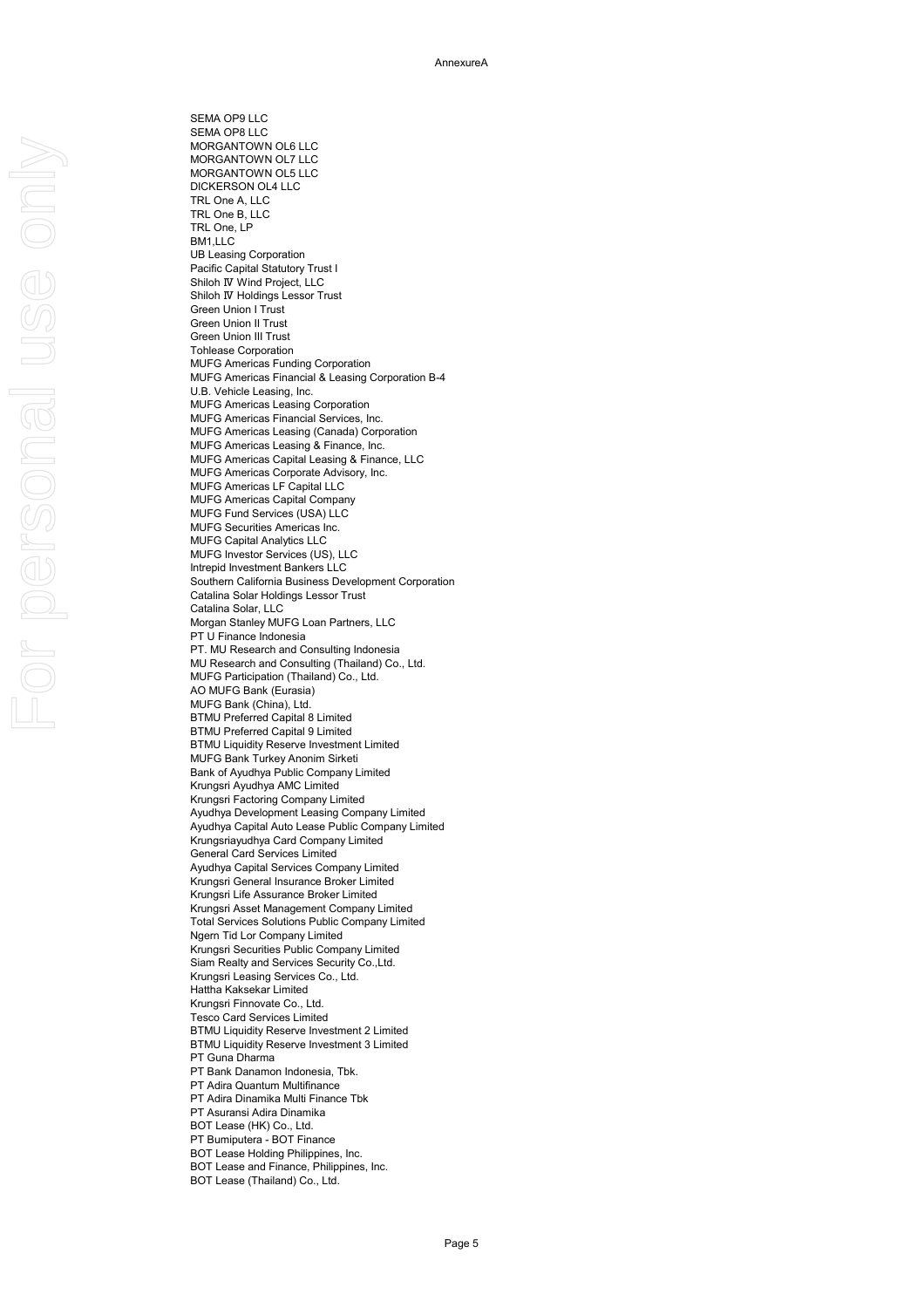SEMA OP9 LLC
SEMA OP8 LLC
MORGANTOWN OL6 LLC
MORGANTOWN OL7 LLC
MORGANTOWN OL5 LLC
DICKERSON OL4 LLC
TRL One A, LLC
TRL One B, LLC
TRL One, LP
BM1,LLC
UB Leasing Corporation
Pacific Capital Statutory Trust I
Shiloh Ⅳ Wind Project, LLC
Shiloh Ⅳ Holdings Lessor Trust
Green Union I Trust
Green Union II Trust
Green Union III Trust
Tohlease Corporation
MUFG Americas Funding Corporation
MUFG Americas Financial & Leasing Corporation B-4
U.B. Vehicle Leasing, Inc.
MUFG Americas Leasing Corporation
MUFG Americas Financial Services, Inc.
MUFG Americas Leasing (Canada) Corporation
MUFG Americas Leasing & Finance, Inc.
MUFG Americas Capital Leasing & Finance, LLC
MUFG Americas Corporate Advisory, Inc.
MUFG Americas LF Capital LLC
MUFG Americas Capital Company
MUFG Fund Services (USA) LLC
MUFG Securities Americas Inc.
MUFG Capital Analytics LLC
MUFG Investor Services (US), LLC
Intrepid Investment Bankers LLC
Southern California Business Development Corporation
Catalina Solar Holdings Lessor Trust
Catalina Solar, LLC
Morgan Stanley MUFG Loan Partners, LLC
PT U Finance Indonesia
PT. MU Research and Consulting Indonesia
MU Research and Consulting (Thailand) Co., Ltd.
MUFG Participation (Thailand) Co., Ltd.
AO MUFG Bank (Eurasia)
MUFG Bank (China), Ltd.
BTMU Preferred Capital 8 Limited
BTMU Preferred Capital 9 Limited
BTMU Liquidity Reserve Investment Limited
MUFG Bank Turkey Anonim Sirketi
Bank of Ayudhya Public Company Limited
Krungsri Ayudhya AMC Limited
Krungsri Factoring Company Limited
Ayudhya Development Leasing Company Limited
Ayudhya Capital Auto Lease Public Company Limited
Krungsriayudhya Card Company Limited
General Card Services Limited
Ayudhya Capital Services Company Limited
Krungsri General Insurance Broker Limited
Krungsri Life Assurance Broker Limited
Krungsri Asset Management Company Limited
Total Services Solutions Public Company Limited
Ngern Tid Lor Company Limited
Krungsri Securities Public Company Limited
Siam Realty and Services Security Co.,Ltd.
Krungsri Leasing Services Co., Ltd.
Hattha Kaksekar Limited
Krungsri Finnovate Co., Ltd.
Tesco Card Services Limited
BTMU Liquidity Reserve Investment 2 Limited
BTMU Liquidity Reserve Investment 3 Limited
PT Guna Dharma
PT Bank Danamon Indonesia, Tbk.
PT Adira Quantum Multifinance
PT Adira Dinamika Multi Finance Tbk
PT Asuransi Adira Dinamika
BOT Lease (HK) Co., Ltd.
PT Bumiputera - BOT Finance
BOT Lease Holding Philippines, Inc.
BOT Lease and Finance, Philippines, Inc.
BOT Lease (Thailand) Co., Ltd.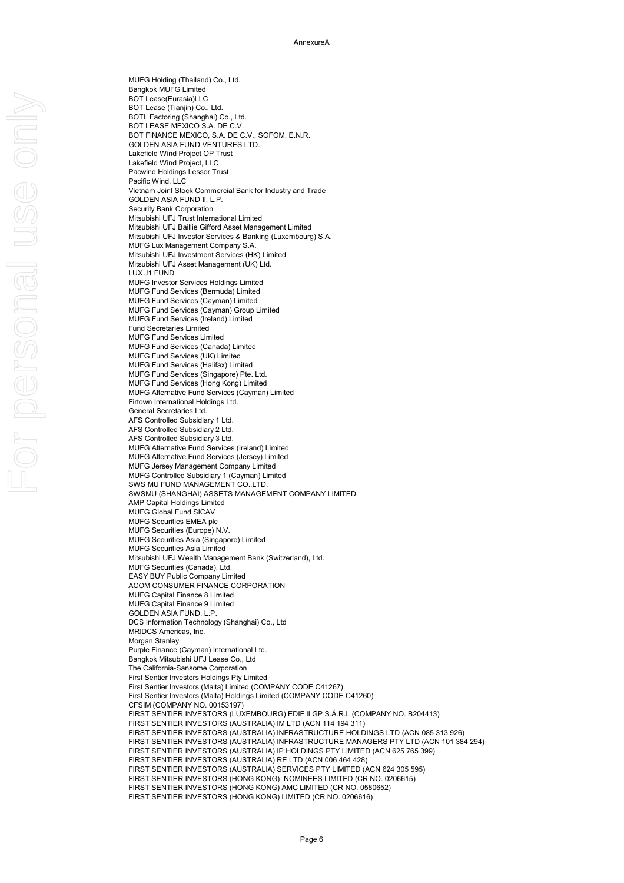AnnexureA

MUFG Holding (Thailand) Co., Ltd.
Bangkok MUFG Limited
BOT Lease(Eurasia)LLC
BOT Lease (Tianjin) Co., Ltd.
BOTL Factoring (Shanghai) Co., Ltd.
BOT LEASE MEXICO S.A. DE C.V.
BOT FINANCE MEXICO, S.A. DE C.V., SOFOM, E.N.R.
GOLDEN ASIA FUND VENTURES LTD.
Lakefield Wind Project OP Trust
Lakefield Wind Project, LLC
Pacwind Holdings Lessor Trust
Pacific Wind, LLC
Vietnam Joint Stock Commercial Bank for Industry and Trade
GOLDEN ASIA FUND II, L.P.
Security Bank Corporation
Mitsubishi UFJ Trust International Limited
Mitsubishi UFJ Baillie Gifford Asset Management Limited
Mitsubishi UFJ Investor Services & Banking (Luxembourg) S.A.
MUFG Lux Management Company S.A.
Mitsubishi UFJ Investment Services (HK) Limited
Mitsubishi UFJ Asset Management (UK) Ltd.
LUX J1 FUND
MUFG Investor Services Holdings Limited
MUFG Fund Services (Bermuda) Limited
MUFG Fund Services (Cayman) Limited
MUFG Fund Services (Cayman) Group Limited
MUFG Fund Services (Ireland) Limited
Fund Secretaries Limited
MUFG Fund Services Limited
MUFG Fund Services (Canada) Limited
MUFG Fund Services (UK) Limited
MUFG Fund Services (Halifax) Limited
MUFG Fund Services (Singapore) Pte. Ltd.
MUFG Fund Services (Hong Kong) Limited
MUFG Alternative Fund Services (Cayman) Limited
Firtown International Holdings Ltd.
General Secretaries Ltd.
AFS Controlled Subsidiary 1 Ltd.
AFS Controlled Subsidiary 2 Ltd.
AFS Controlled Subsidiary 3 Ltd.
MUFG Alternative Fund Services (Ireland) Limited
MUFG Alternative Fund Services (Jersey) Limited
MUFG Jersey Management Company Limited
MUFG Controlled Subsidiary 1 (Cayman) Limited
SWS MU FUND MANAGEMENT CO.,LTD.
SWSMU (SHANGHAI) ASSETS MANAGEMENT COMPANY LIMITED
AMP Capital Holdings Limited
MUFG Global Fund SICAV
MUFG Securities EMEA plc
MUFG Securities (Europe) N.V.
MUFG Securities Asia (Singapore) Limited
MUFG Securities Asia Limited
Mitsubishi UFJ Wealth Management Bank (Switzerland), Ltd.
MUFG Securities (Canada), Ltd.
EASY BUY Public Company Limited
ACOM CONSUMER FINANCE CORPORATION
MUFG Capital Finance 8 Limited
MUFG Capital Finance 9 Limited
GOLDEN ASIA FUND, L.P.
DCS Information Technology (Shanghai) Co., Ltd
MRIDCS Americas, Inc.
Morgan Stanley
Purple Finance (Cayman) International Ltd.
Bangkok Mitsubishi UFJ Lease Co., Ltd
The California-Sansome Corporation
First Sentier Investors Holdings Pty Limited
First Sentier Investors (Malta) Limited (COMPANY CODE C41267)
First Sentier Investors (Malta) Holdings Limited (COMPANY CODE C41260)
CFSIM (COMPANY NO. 00153197)
FIRST SENTIER INVESTORS (LUXEMBOURG) EDIF II GP S.Á.R.L (COMPANY NO. B204413)
FIRST SENTIER INVESTORS (AUSTRALIA) IM LTD (ACN 114 194 311)
FIRST SENTIER INVESTORS (AUSTRALIA) INFRASTRUCTURE HOLDINGS LTD (ACN 085 313 926)
FIRST SENTIER INVESTORS (AUSTRALIA) INFRASTRUCTURE MANAGERS PTY LTD (ACN 101 384 294)
FIRST SENTIER INVESTORS (AUSTRALIA) IP HOLDINGS PTY LIMITED (ACN 625 765 399)
FIRST SENTIER INVESTORS (AUSTRALIA) RE LTD (ACN 006 464 428)
FIRST SENTIER INVESTORS (AUSTRALIA) SERVICES PTY LIMITED (ACN 624 305 595)
FIRST SENTIER INVESTORS (HONG KONG) NOMINEES LIMITED (CR NO. 0206615)
FIRST SENTIER INVESTORS (HONG KONG) AMC LIMITED (CR NO. 0580652)
FIRST SENTIER INVESTORS (HONG KONG) LIMITED (CR NO. 0206616)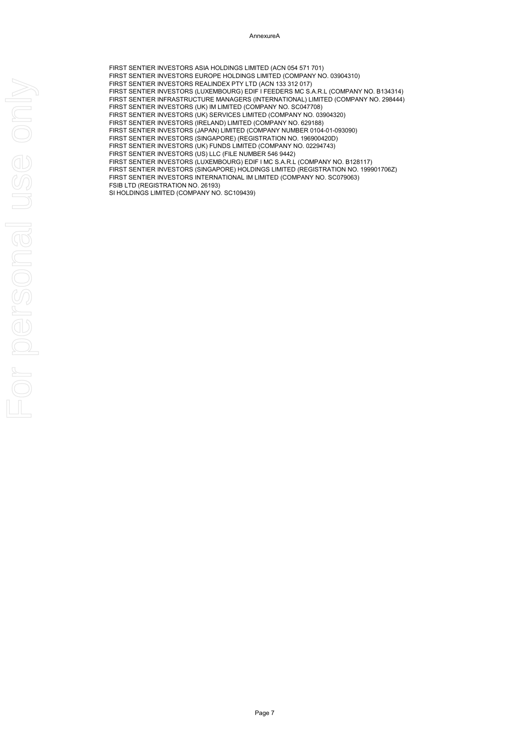# AnnexureA

FIRST SENTIER INVESTORS ASIA HOLDINGS LIMITED (ACN 054 571 701)
FIRST SENTIER INVESTORS EUROPE HOLDINGS LIMITED (COMPANY NO. 03904310)
FIRST SENTIER INVESTORS REALINDEX PTY LTD (ACN 133 312 017)
FIRST SENTIER INVESTORS (LUXEMBOURG) EDIF I FEEDERS MC S.A.R.L (COMPANY NO. B134314)
FIRST SENTIER INFRASTRUCTURE MANAGERS (INTERNATIONAL) LIMITED (COMPANY NO. 298444)
FIRST SENTIER INVESTORS (UK) IM LIMITED (COMPANY NO. SC047708)
FIRST SENTIER INVESTORS (UK) SERVICES LIMITED (COMPANY NO. 03904320)
FIRST SENTIER INVESTORS (IRELAND) LIMITED (COMPANY NO. 629188)
FIRST SENTIER INVESTORS (JAPAN) LIMITED (COMPANY NUMBER 0104-01-093090)
FIRST SENTIER INVESTORS (SINGAPORE) (REGISTRATION NO. 196900420D)
FIRST SENTIER INVESTORS (UK) FUNDS LIMITED (COMPANY NO. 02294743)
FIRST SENTIER INVESTORS (US) LLC (FILE NUMBER 546 9442)
FIRST SENTIER INVESTORS (LUXEMBOURG) EDIF I MC S.A.R.L (COMPANY NO. B128117)
FIRST SENTIER INVESTORS (SINGAPORE) HOLDINGS LIMITED (REGISTRATION NO. 199901706Z)
FIRST SENTIER INVESTORS INTERNATIONAL IM LIMITED (COMPANY NO. SC079063)
FSIB LTD (REGISTRATION NO. 26193)
SI HOLDINGS LIMITED (COMPANY NO. SC109439)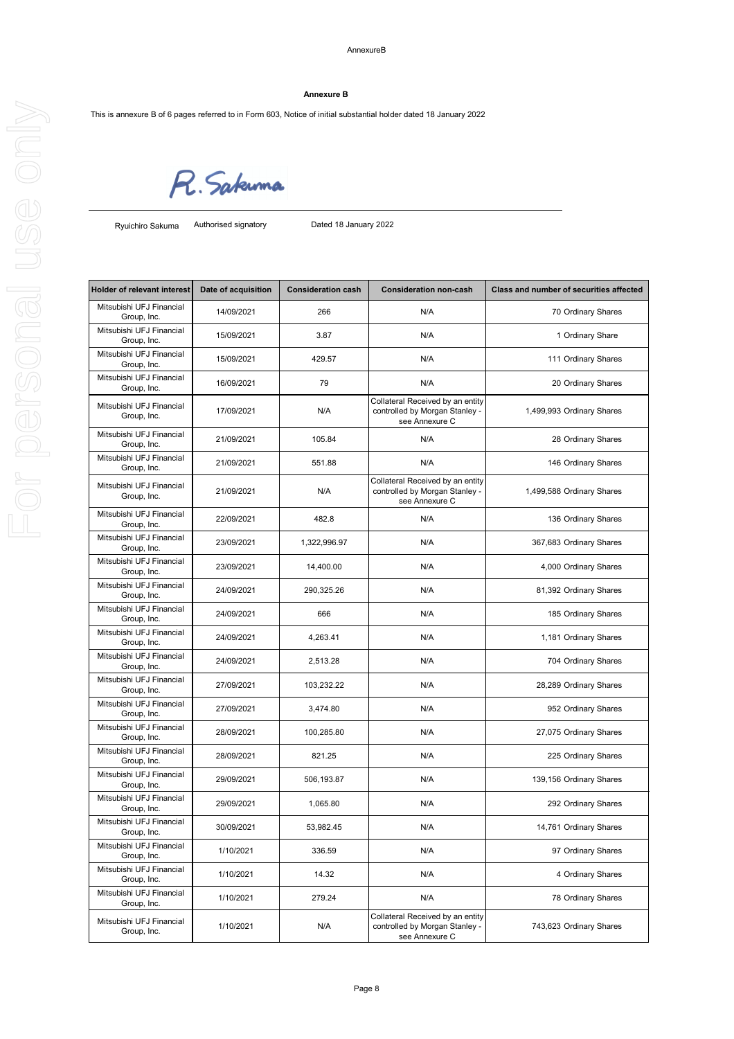**Annexure B**

This is annexure B of 6 pages referred to in Form 603, Notice of initial substantial holder dated 18 January 2022

R. Sakuma

Ryuichiro Sakuma Authorised signatory Dated 18 January 2022

| Holder of relevant interest | Date of acquisition | Consideration cash | Consideration non-cash | Class and number of securities affected |
|---|---|---|---|---|
| Mitsubishi UFJ Financial Group, Inc. | 14/09/2021 | 266 | N/A | 70 Ordinary Shares |
| Mitsubishi UFJ Financial Group, Inc. | 15/09/2021 | 3.87 | N/A | 1 Ordinary Share |
| Mitsubishi UFJ Financial Group, Inc. | 15/09/2021 | 429.57 | N/A | 111 Ordinary Shares |
| Mitsubishi UFJ Financial Group, Inc. | 16/09/2021 | 79 | N/A | 20 Ordinary Shares |
| Mitsubishi UFJ Financial Group, Inc. | 17/09/2021 | N/A | Collateral Received by an entity controlled by Morgan Stanley - see Annexure C | 1,499,993 Ordinary Shares |
| Mitsubishi UFJ Financial Group, Inc. | 21/09/2021 | 105.84 | N/A | 28 Ordinary Shares |
| Mitsubishi UFJ Financial Group, Inc. | 21/09/2021 | 551.88 | N/A | 146 Ordinary Shares |
| Mitsubishi UFJ Financial Group, Inc. | 21/09/2021 | N/A | Collateral Received by an entity controlled by Morgan Stanley - see Annexure C | 1,499,588 Ordinary Shares |
| Mitsubishi UFJ Financial Group, Inc. | 22/09/2021 | 482.8 | N/A | 136 Ordinary Shares |
| Mitsubishi UFJ Financial Group, Inc. | 23/09/2021 | 1,322,996.97 | N/A | 367,683 Ordinary Shares |
| Mitsubishi UFJ Financial Group, Inc. | 23/09/2021 | 14,400.00 | N/A | 4,000 Ordinary Shares |
| Mitsubishi UFJ Financial Group, Inc. | 24/09/2021 | 290,325.26 | N/A | 81,392 Ordinary Shares |
| Mitsubishi UFJ Financial Group, Inc. | 24/09/2021 | 666 | N/A | 185 Ordinary Shares |
| Mitsubishi UFJ Financial Group, Inc. | 24/09/2021 | 4,263.41 | N/A | 1,181 Ordinary Shares |
| Mitsubishi UFJ Financial Group, Inc. | 24/09/2021 | 2,513.28 | N/A | 704 Ordinary Shares |
| Mitsubishi UFJ Financial Group, Inc. | 27/09/2021 | 103,232.22 | N/A | 28,289 Ordinary Shares |
| Mitsubishi UFJ Financial Group, Inc. | 27/09/2021 | 3,474.80 | N/A | 952 Ordinary Shares |
| Mitsubishi UFJ Financial Group, Inc. | 28/09/2021 | 100,285.80 | N/A | 27,075 Ordinary Shares |
| Mitsubishi UFJ Financial Group, Inc. | 28/09/2021 | 821.25 | N/A | 225 Ordinary Shares |
| Mitsubishi UFJ Financial Group, Inc. | 29/09/2021 | 506,193.87 | N/A | 139,156 Ordinary Shares |
| Mitsubishi UFJ Financial Group, Inc. | 29/09/2021 | 1,065.80 | N/A | 292 Ordinary Shares |
| Mitsubishi UFJ Financial Group, Inc. | 30/09/2021 | 53,982.45 | N/A | 14,761 Ordinary Shares |
| Mitsubishi UFJ Financial Group, Inc. | 1/10/2021 | 336.59 | N/A | 97 Ordinary Shares |
| Mitsubishi UFJ Financial Group, Inc. | 1/10/2021 | 14.32 | N/A | 4 Ordinary Shares |
| Mitsubishi UFJ Financial Group, Inc. | 1/10/2021 | 279.24 | N/A | 78 Ordinary Shares |
| Mitsubishi UFJ Financial Group, Inc. | 1/10/2021 | N/A | Collateral Received by an entity controlled by Morgan Stanley - see Annexure C | 743,623 Ordinary Shares |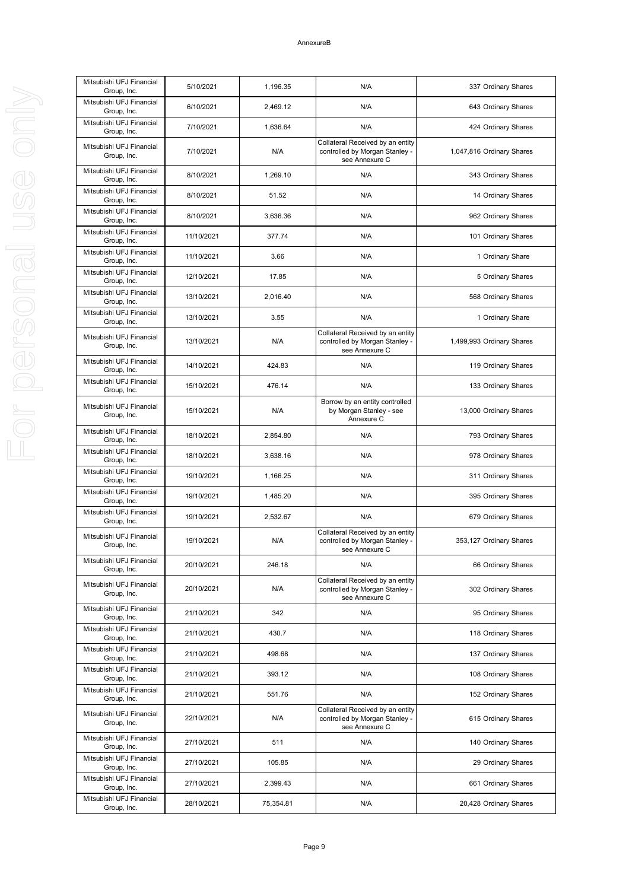AnnexureB

| | | | | |
|---|---|---|---|---|
| Mitsubishi UFJ Financial Group, Inc. | 5/10/2021 | 1,196.35 | N/A | 337 Ordinary Shares |
| Mitsubishi UFJ Financial Group, Inc. | 6/10/2021 | 2,469.12 | N/A | 643 Ordinary Shares |
| Mitsubishi UFJ Financial Group, Inc. | 7/10/2021 | 1,636.64 | N/A | 424 Ordinary Shares |
| Mitsubishi UFJ Financial Group, Inc. | 7/10/2021 | N/A | Collateral Received by an entity controlled by Morgan Stanley - see Annexure C | 1,047,816 Ordinary Shares |
| Mitsubishi UFJ Financial Group, Inc. | 8/10/2021 | 1,269.10 | N/A | 343 Ordinary Shares |
| Mitsubishi UFJ Financial Group, Inc. | 8/10/2021 | 51.52 | N/A | 14 Ordinary Shares |
| Mitsubishi UFJ Financial Group, Inc. | 8/10/2021 | 3,636.36 | N/A | 962 Ordinary Shares |
| Mitsubishi UFJ Financial Group, Inc. | 11/10/2021 | 377.74 | N/A | 101 Ordinary Shares |
| Mitsubishi UFJ Financial Group, Inc. | 11/10/2021 | 3.66 | N/A | 1 Ordinary Share |
| Mitsubishi UFJ Financial Group, Inc. | 12/10/2021 | 17.85 | N/A | 5 Ordinary Shares |
| Mitsubishi UFJ Financial Group, Inc. | 13/10/2021 | 2,016.40 | N/A | 568 Ordinary Shares |
| Mitsubishi UFJ Financial Group, Inc. | 13/10/2021 | 3.55 | N/A | 1 Ordinary Share |
| Mitsubishi UFJ Financial Group, Inc. | 13/10/2021 | N/A | Collateral Received by an entity controlled by Morgan Stanley - see Annexure C | 1,499,993 Ordinary Shares |
| Mitsubishi UFJ Financial Group, Inc. | 14/10/2021 | 424.83 | N/A | 119 Ordinary Shares |
| Mitsubishi UFJ Financial Group, Inc. | 15/10/2021 | 476.14 | N/A | 133 Ordinary Shares |
| Mitsubishi UFJ Financial Group, Inc. | 15/10/2021 | N/A | Borrow by an entity controlled by Morgan Stanley - see Annexure C | 13,000 Ordinary Shares |
| Mitsubishi UFJ Financial Group, Inc. | 18/10/2021 | 2,854.80 | N/A | 793 Ordinary Shares |
| Mitsubishi UFJ Financial Group, Inc. | 18/10/2021 | 3,638.16 | N/A | 978 Ordinary Shares |
| Mitsubishi UFJ Financial Group, Inc. | 19/10/2021 | 1,166.25 | N/A | 311 Ordinary Shares |
| Mitsubishi UFJ Financial Group, Inc. | 19/10/2021 | 1,485.20 | N/A | 395 Ordinary Shares |
| Mitsubishi UFJ Financial Group, Inc. | 19/10/2021 | 2,532.67 | N/A | 679 Ordinary Shares |
| Mitsubishi UFJ Financial Group, Inc. | 19/10/2021 | N/A | Collateral Received by an entity controlled by Morgan Stanley - see Annexure C | 353,127 Ordinary Shares |
| Mitsubishi UFJ Financial Group, Inc. | 20/10/2021 | 246.18 | N/A | 66 Ordinary Shares |
| Mitsubishi UFJ Financial Group, Inc. | 20/10/2021 | N/A | Collateral Received by an entity controlled by Morgan Stanley - see Annexure C | 302 Ordinary Shares |
| Mitsubishi UFJ Financial Group, Inc. | 21/10/2021 | 342 | N/A | 95 Ordinary Shares |
| Mitsubishi UFJ Financial Group, Inc. | 21/10/2021 | 430.7 | N/A | 118 Ordinary Shares |
| Mitsubishi UFJ Financial Group, Inc. | 21/10/2021 | 498.68 | N/A | 137 Ordinary Shares |
| Mitsubishi UFJ Financial Group, Inc. | 21/10/2021 | 393.12 | N/A | 108 Ordinary Shares |
| Mitsubishi UFJ Financial Group, Inc. | 21/10/2021 | 551.76 | N/A | 152 Ordinary Shares |
| Mitsubishi UFJ Financial Group, Inc. | 22/10/2021 | N/A | Collateral Received by an entity controlled by Morgan Stanley - see Annexure C | 615 Ordinary Shares |
| Mitsubishi UFJ Financial Group, Inc. | 27/10/2021 | 511 | N/A | 140 Ordinary Shares |
| Mitsubishi UFJ Financial Group, Inc. | 27/10/2021 | 105.85 | N/A | 29 Ordinary Shares |
| Mitsubishi UFJ Financial Group, Inc. | 27/10/2021 | 2,399.43 | N/A | 661 Ordinary Shares |
| Mitsubishi UFJ Financial Group, Inc. | 28/10/2021 | 75,354.81 | N/A | 20,428 Ordinary Shares |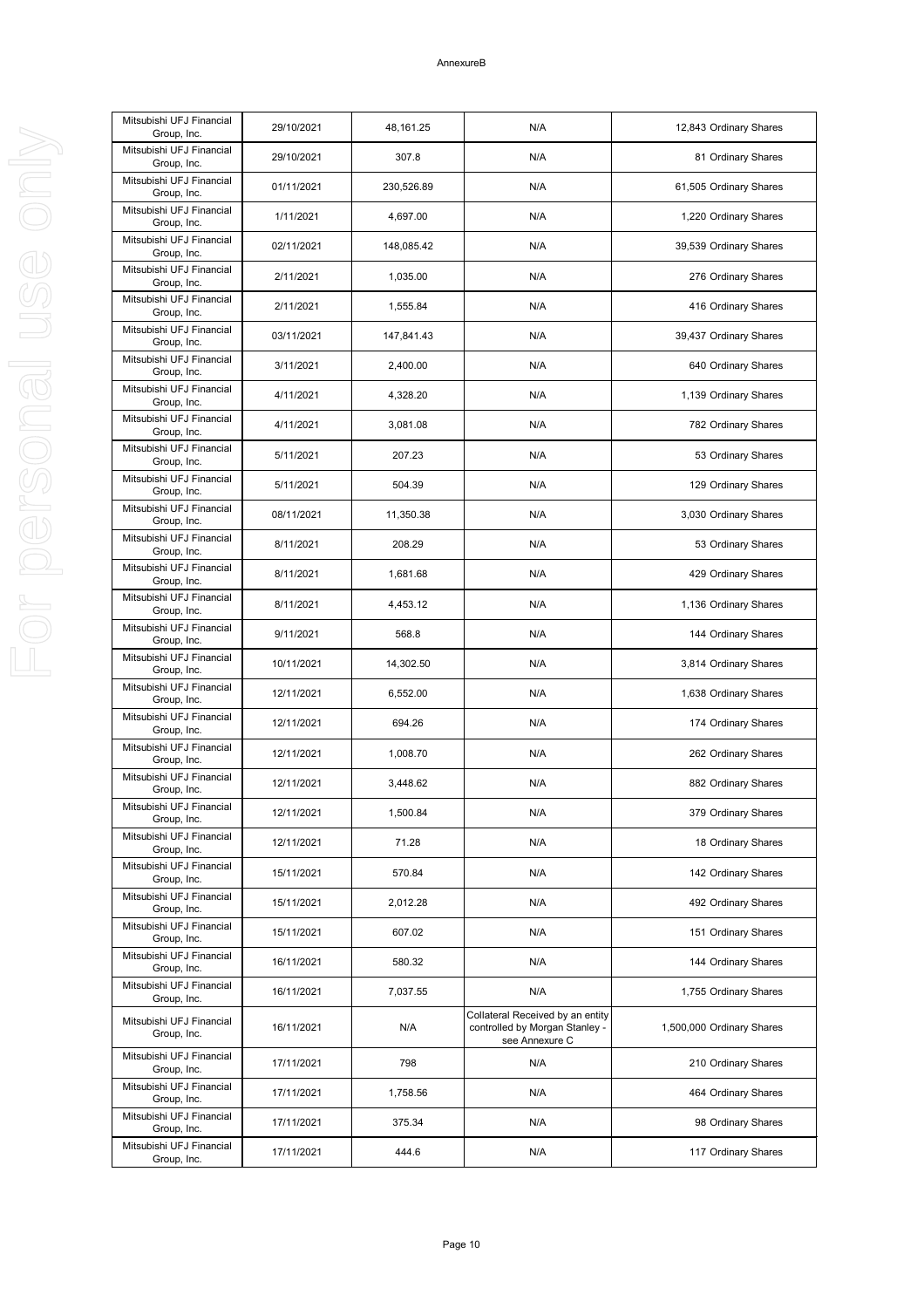AnnexureB

| Mitsubishi UFJ Financial Group, Inc. | 29/10/2021 | 48,161.25 | N/A | 12,843 Ordinary Shares |
|---|---|---|---|---|
| Mitsubishi UFJ Financial Group, Inc. | 29/10/2021 | 307.8 | N/A | 81 Ordinary Shares |
| Mitsubishi UFJ Financial Group, Inc. | 01/11/2021 | 230,526.89 | N/A | 61,505 Ordinary Shares |
| Mitsubishi UFJ Financial Group, Inc. | 1/11/2021 | 4,697.00 | N/A | 1,220 Ordinary Shares |
| Mitsubishi UFJ Financial Group, Inc. | 02/11/2021 | 148,085.42 | N/A | 39,539 Ordinary Shares |
| Mitsubishi UFJ Financial Group, Inc. | 2/11/2021 | 1,035.00 | N/A | 276 Ordinary Shares |
| Mitsubishi UFJ Financial Group, Inc. | 2/11/2021 | 1,555.84 | N/A | 416 Ordinary Shares |
| Mitsubishi UFJ Financial Group, Inc. | 03/11/2021 | 147,841.43 | N/A | 39,437 Ordinary Shares |
| Mitsubishi UFJ Financial Group, Inc. | 3/11/2021 | 2,400.00 | N/A | 640 Ordinary Shares |
| Mitsubishi UFJ Financial Group, Inc. | 4/11/2021 | 4,328.20 | N/A | 1,139 Ordinary Shares |
| Mitsubishi UFJ Financial Group, Inc. | 4/11/2021 | 3,081.08 | N/A | 782 Ordinary Shares |
| Mitsubishi UFJ Financial Group, Inc. | 5/11/2021 | 207.23 | N/A | 53 Ordinary Shares |
| Mitsubishi UFJ Financial Group, Inc. | 5/11/2021 | 504.39 | N/A | 129 Ordinary Shares |
| Mitsubishi UFJ Financial Group, Inc. | 08/11/2021 | 11,350.38 | N/A | 3,030 Ordinary Shares |
| Mitsubishi UFJ Financial Group, Inc. | 8/11/2021 | 208.29 | N/A | 53 Ordinary Shares |
| Mitsubishi UFJ Financial Group, Inc. | 8/11/2021 | 1,681.68 | N/A | 429 Ordinary Shares |
| Mitsubishi UFJ Financial Group, Inc. | 8/11/2021 | 4,453.12 | N/A | 1,136 Ordinary Shares |
| Mitsubishi UFJ Financial Group, Inc. | 9/11/2021 | 568.8 | N/A | 144 Ordinary Shares |
| Mitsubishi UFJ Financial Group, Inc. | 10/11/2021 | 14,302.50 | N/A | 3,814 Ordinary Shares |
| Mitsubishi UFJ Financial Group, Inc. | 12/11/2021 | 6,552.00 | N/A | 1,638 Ordinary Shares |
| Mitsubishi UFJ Financial Group, Inc. | 12/11/2021 | 694.26 | N/A | 174 Ordinary Shares |
| Mitsubishi UFJ Financial Group, Inc. | 12/11/2021 | 1,008.70 | N/A | 262 Ordinary Shares |
| Mitsubishi UFJ Financial Group, Inc. | 12/11/2021 | 3,448.62 | N/A | 882 Ordinary Shares |
| Mitsubishi UFJ Financial Group, Inc. | 12/11/2021 | 1,500.84 | N/A | 379 Ordinary Shares |
| Mitsubishi UFJ Financial Group, Inc. | 12/11/2021 | 71.28 | N/A | 18 Ordinary Shares |
| Mitsubishi UFJ Financial Group, Inc. | 15/11/2021 | 570.84 | N/A | 142 Ordinary Shares |
| Mitsubishi UFJ Financial Group, Inc. | 15/11/2021 | 2,012.28 | N/A | 492 Ordinary Shares |
| Mitsubishi UFJ Financial Group, Inc. | 15/11/2021 | 607.02 | N/A | 151 Ordinary Shares |
| Mitsubishi UFJ Financial Group, Inc. | 16/11/2021 | 580.32 | N/A | 144 Ordinary Shares |
| Mitsubishi UFJ Financial Group, Inc. | 16/11/2021 | 7,037.55 | N/A | 1,755 Ordinary Shares |
| Mitsubishi UFJ Financial Group, Inc. | 16/11/2021 | N/A | Collateral Received by an entity controlled by Morgan Stanley - see Annexure C | 1,500,000 Ordinary Shares |
| Mitsubishi UFJ Financial Group, Inc. | 17/11/2021 | 798 | N/A | 210 Ordinary Shares |
| Mitsubishi UFJ Financial Group, Inc. | 17/11/2021 | 1,758.56 | N/A | 464 Ordinary Shares |
| Mitsubishi UFJ Financial Group, Inc. | 17/11/2021 | 375.34 | N/A | 98 Ordinary Shares |
| Mitsubishi UFJ Financial Group, Inc. | 17/11/2021 | 444.6 | N/A | 117 Ordinary Shares |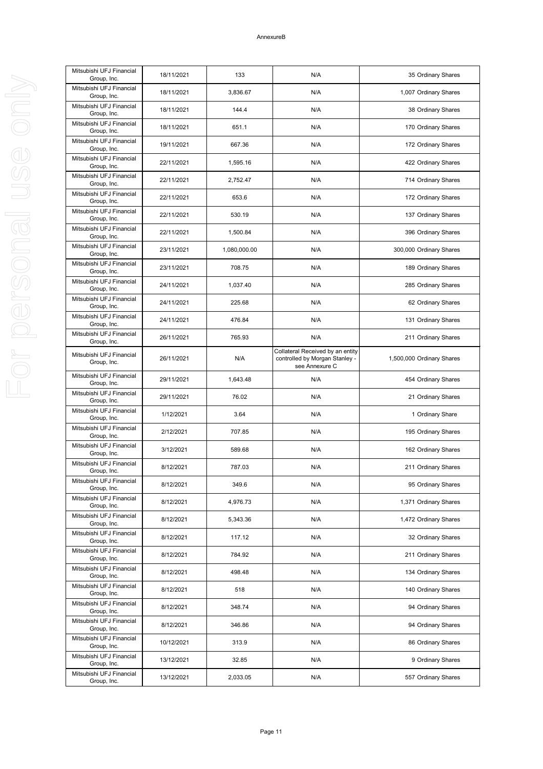AnnexureB

| | | | | |
|---|---|---|---|---|
| Mitsubishi UFJ Financial Group, Inc. | 18/11/2021 | 133 | N/A | 35 Ordinary Shares |
| Mitsubishi UFJ Financial Group, Inc. | 18/11/2021 | 3,836.67 | N/A | 1,007 Ordinary Shares |
| Mitsubishi UFJ Financial Group, Inc. | 18/11/2021 | 144.4 | N/A | 38 Ordinary Shares |
| Mitsubishi UFJ Financial Group, Inc. | 18/11/2021 | 651.1 | N/A | 170 Ordinary Shares |
| Mitsubishi UFJ Financial Group, Inc. | 19/11/2021 | 667.36 | N/A | 172 Ordinary Shares |
| Mitsubishi UFJ Financial Group, Inc. | 22/11/2021 | 1,595.16 | N/A | 422 Ordinary Shares |
| Mitsubishi UFJ Financial Group, Inc. | 22/11/2021 | 2,752.47 | N/A | 714 Ordinary Shares |
| Mitsubishi UFJ Financial Group, Inc. | 22/11/2021 | 653.6 | N/A | 172 Ordinary Shares |
| Mitsubishi UFJ Financial Group, Inc. | 22/11/2021 | 530.19 | N/A | 137 Ordinary Shares |
| Mitsubishi UFJ Financial Group, Inc. | 22/11/2021 | 1,500.84 | N/A | 396 Ordinary Shares |
| Mitsubishi UFJ Financial Group, Inc. | 23/11/2021 | 1,080,000.00 | N/A | 300,000 Ordinary Shares |
| Mitsubishi UFJ Financial Group, Inc. | 23/11/2021 | 708.75 | N/A | 189 Ordinary Shares |
| Mitsubishi UFJ Financial Group, Inc. | 24/11/2021 | 1,037.40 | N/A | 285 Ordinary Shares |
| Mitsubishi UFJ Financial Group, Inc. | 24/11/2021 | 225.68 | N/A | 62 Ordinary Shares |
| Mitsubishi UFJ Financial Group, Inc. | 24/11/2021 | 476.84 | N/A | 131 Ordinary Shares |
| Mitsubishi UFJ Financial Group, Inc. | 26/11/2021 | 765.93 | N/A | 211 Ordinary Shares |
| Mitsubishi UFJ Financial Group, Inc. | 26/11/2021 | N/A | Collateral Received by an entity controlled by Morgan Stanley - see Annexure C | 1,500,000 Ordinary Shares |
| Mitsubishi UFJ Financial Group, Inc. | 29/11/2021 | 1,643.48 | N/A | 454 Ordinary Shares |
| Mitsubishi UFJ Financial Group, Inc. | 29/11/2021 | 76.02 | N/A | 21 Ordinary Shares |
| Mitsubishi UFJ Financial Group, Inc. | 1/12/2021 | 3.64 | N/A | 1 Ordinary Share |
| Mitsubishi UFJ Financial Group, Inc. | 2/12/2021 | 707.85 | N/A | 195 Ordinary Shares |
| Mitsubishi UFJ Financial Group, Inc. | 3/12/2021 | 589.68 | N/A | 162 Ordinary Shares |
| Mitsubishi UFJ Financial Group, Inc. | 8/12/2021 | 787.03 | N/A | 211 Ordinary Shares |
| Mitsubishi UFJ Financial Group, Inc. | 8/12/2021 | 349.6 | N/A | 95 Ordinary Shares |
| Mitsubishi UFJ Financial Group, Inc. | 8/12/2021 | 4,976.73 | N/A | 1,371 Ordinary Shares |
| Mitsubishi UFJ Financial Group, Inc. | 8/12/2021 | 5,343.36 | N/A | 1,472 Ordinary Shares |
| Mitsubishi UFJ Financial Group, Inc. | 8/12/2021 | 117.12 | N/A | 32 Ordinary Shares |
| Mitsubishi UFJ Financial Group, Inc. | 8/12/2021 | 784.92 | N/A | 211 Ordinary Shares |
| Mitsubishi UFJ Financial Group, Inc. | 8/12/2021 | 498.48 | N/A | 134 Ordinary Shares |
| Mitsubishi UFJ Financial Group, Inc. | 8/12/2021 | 518 | N/A | 140 Ordinary Shares |
| Mitsubishi UFJ Financial Group, Inc. | 8/12/2021 | 348.74 | N/A | 94 Ordinary Shares |
| Mitsubishi UFJ Financial Group, Inc. | 8/12/2021 | 346.86 | N/A | 94 Ordinary Shares |
| Mitsubishi UFJ Financial Group, Inc. | 10/12/2021 | 313.9 | N/A | 86 Ordinary Shares |
| Mitsubishi UFJ Financial Group, Inc. | 13/12/2021 | 32.85 | N/A | 9 Ordinary Shares |
| Mitsubishi UFJ Financial Group, Inc. | 13/12/2021 | 2,033.05 | N/A | 557 Ordinary Shares |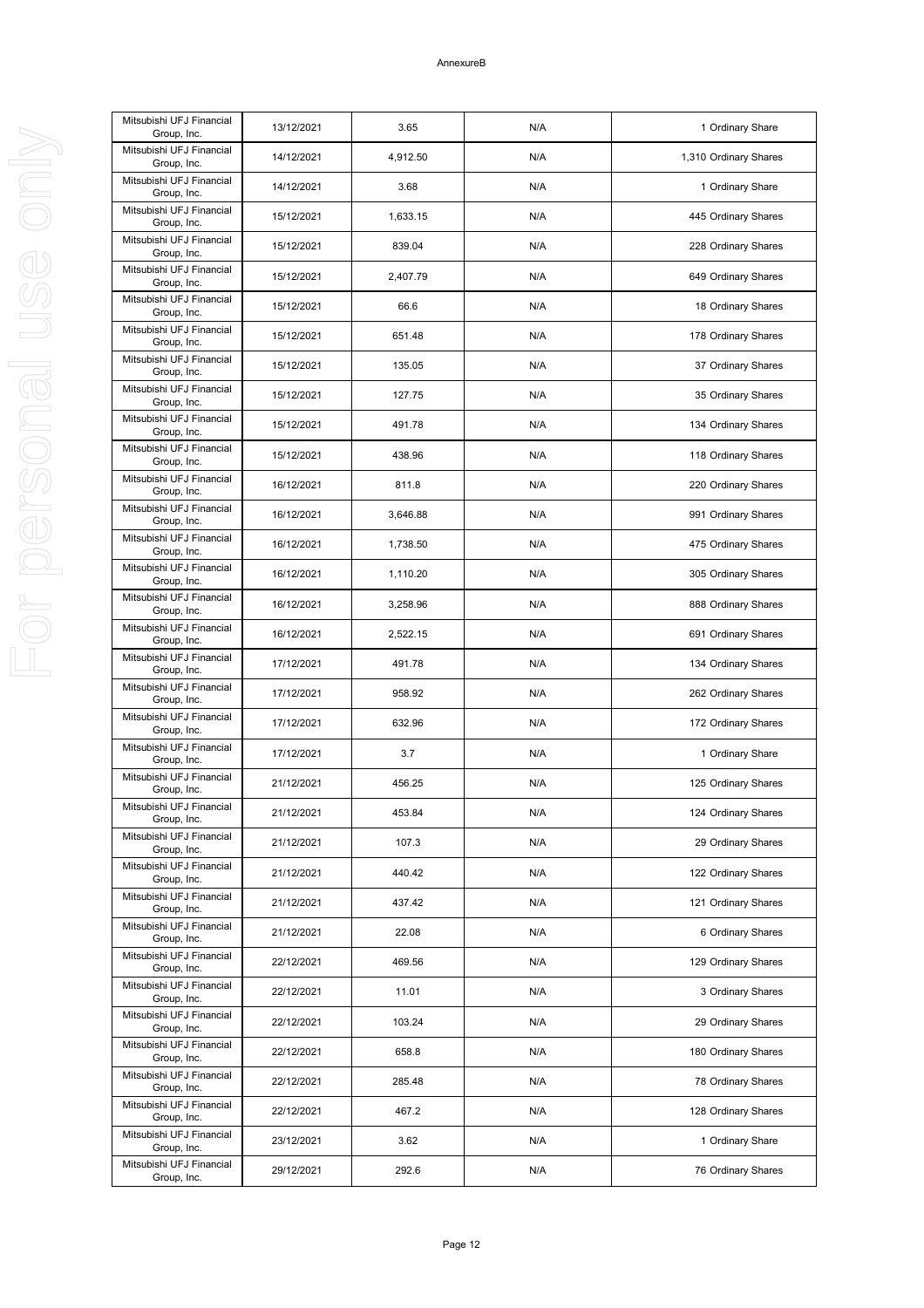| | | | | |
|---|---|---|---|---|
| Mitsubishi UFJ Financial Group, Inc. | 13/12/2021 | 3.65 | N/A | 1 Ordinary Share |
| Mitsubishi UFJ Financial Group, Inc. | 14/12/2021 | 4,912.50 | N/A | 1,310 Ordinary Shares |
| Mitsubishi UFJ Financial Group, Inc. | 14/12/2021 | 3.68 | N/A | 1 Ordinary Share |
| Mitsubishi UFJ Financial Group, Inc. | 15/12/2021 | 1,633.15 | N/A | 445 Ordinary Shares |
| Mitsubishi UFJ Financial Group, Inc. | 15/12/2021 | 839.04 | N/A | 228 Ordinary Shares |
| Mitsubishi UFJ Financial Group, Inc. | 15/12/2021 | 2,407.79 | N/A | 649 Ordinary Shares |
| Mitsubishi UFJ Financial Group, Inc. | 15/12/2021 | 66.6 | N/A | 18 Ordinary Shares |
| Mitsubishi UFJ Financial Group, Inc. | 15/12/2021 | 651.48 | N/A | 178 Ordinary Shares |
| Mitsubishi UFJ Financial Group, Inc. | 15/12/2021 | 135.05 | N/A | 37 Ordinary Shares |
| Mitsubishi UFJ Financial Group, Inc. | 15/12/2021 | 127.75 | N/A | 35 Ordinary Shares |
| Mitsubishi UFJ Financial Group, Inc. | 15/12/2021 | 491.78 | N/A | 134 Ordinary Shares |
| Mitsubishi UFJ Financial Group, Inc. | 15/12/2021 | 438.96 | N/A | 118 Ordinary Shares |
| Mitsubishi UFJ Financial Group, Inc. | 16/12/2021 | 811.8 | N/A | 220 Ordinary Shares |
| Mitsubishi UFJ Financial Group, Inc. | 16/12/2021 | 3,646.88 | N/A | 991 Ordinary Shares |
| Mitsubishi UFJ Financial Group, Inc. | 16/12/2021 | 1,738.50 | N/A | 475 Ordinary Shares |
| Mitsubishi UFJ Financial Group, Inc. | 16/12/2021 | 1,110.20 | N/A | 305 Ordinary Shares |
| Mitsubishi UFJ Financial Group, Inc. | 16/12/2021 | 3,258.96 | N/A | 888 Ordinary Shares |
| Mitsubishi UFJ Financial Group, Inc. | 16/12/2021 | 2,522.15 | N/A | 691 Ordinary Shares |
| Mitsubishi UFJ Financial Group, Inc. | 17/12/2021 | 491.78 | N/A | 134 Ordinary Shares |
| Mitsubishi UFJ Financial Group, Inc. | 17/12/2021 | 958.92 | N/A | 262 Ordinary Shares |
| Mitsubishi UFJ Financial Group, Inc. | 17/12/2021 | 632.96 | N/A | 172 Ordinary Shares |
| Mitsubishi UFJ Financial Group, Inc. | 17/12/2021 | 3.7 | N/A | 1 Ordinary Share |
| Mitsubishi UFJ Financial Group, Inc. | 21/12/2021 | 456.25 | N/A | 125 Ordinary Shares |
| Mitsubishi UFJ Financial Group, Inc. | 21/12/2021 | 453.84 | N/A | 124 Ordinary Shares |
| Mitsubishi UFJ Financial Group, Inc. | 21/12/2021 | 107.3 | N/A | 29 Ordinary Shares |
| Mitsubishi UFJ Financial Group, Inc. | 21/12/2021 | 440.42 | N/A | 122 Ordinary Shares |
| Mitsubishi UFJ Financial Group, Inc. | 21/12/2021 | 437.42 | N/A | 121 Ordinary Shares |
| Mitsubishi UFJ Financial Group, Inc. | 21/12/2021 | 22.08 | N/A | 6 Ordinary Shares |
| Mitsubishi UFJ Financial Group, Inc. | 22/12/2021 | 469.56 | N/A | 129 Ordinary Shares |
| Mitsubishi UFJ Financial Group, Inc. | 22/12/2021 | 11.01 | N/A | 3 Ordinary Shares |
| Mitsubishi UFJ Financial Group, Inc. | 22/12/2021 | 103.24 | N/A | 29 Ordinary Shares |
| Mitsubishi UFJ Financial Group, Inc. | 22/12/2021 | 658.8 | N/A | 180 Ordinary Shares |
| Mitsubishi UFJ Financial Group, Inc. | 22/12/2021 | 285.48 | N/A | 78 Ordinary Shares |
| Mitsubishi UFJ Financial Group, Inc. | 22/12/2021 | 467.2 | N/A | 128 Ordinary Shares |
| Mitsubishi UFJ Financial Group, Inc. | 23/12/2021 | 3.62 | N/A | 1 Ordinary Share |
| Mitsubishi UFJ Financial Group, Inc. | 29/12/2021 | 292.6 | N/A | 76 Ordinary Shares |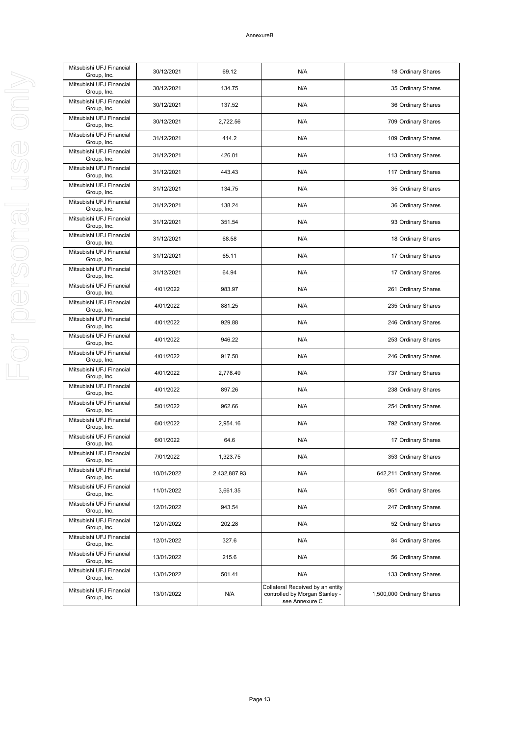AnnexureB

| | | | | |
|---|---|---|---|---|
| Mitsubishi UFJ Financial Group, Inc. | 30/12/2021 | 69.12 | N/A | 18 Ordinary Shares |
| Mitsubishi UFJ Financial Group, Inc. | 30/12/2021 | 134.75 | N/A | 35 Ordinary Shares |
| Mitsubishi UFJ Financial Group, Inc. | 30/12/2021 | 137.52 | N/A | 36 Ordinary Shares |
| Mitsubishi UFJ Financial Group, Inc. | 30/12/2021 | 2,722.56 | N/A | 709 Ordinary Shares |
| Mitsubishi UFJ Financial Group, Inc. | 31/12/2021 | 414.2 | N/A | 109 Ordinary Shares |
| Mitsubishi UFJ Financial Group, Inc. | 31/12/2021 | 426.01 | N/A | 113 Ordinary Shares |
| Mitsubishi UFJ Financial Group, Inc. | 31/12/2021 | 443.43 | N/A | 117 Ordinary Shares |
| Mitsubishi UFJ Financial Group, Inc. | 31/12/2021 | 134.75 | N/A | 35 Ordinary Shares |
| Mitsubishi UFJ Financial Group, Inc. | 31/12/2021 | 138.24 | N/A | 36 Ordinary Shares |
| Mitsubishi UFJ Financial Group, Inc. | 31/12/2021 | 351.54 | N/A | 93 Ordinary Shares |
| Mitsubishi UFJ Financial Group, Inc. | 31/12/2021 | 68.58 | N/A | 18 Ordinary Shares |
| Mitsubishi UFJ Financial Group, Inc. | 31/12/2021 | 65.11 | N/A | 17 Ordinary Shares |
| Mitsubishi UFJ Financial Group, Inc. | 31/12/2021 | 64.94 | N/A | 17 Ordinary Shares |
| Mitsubishi UFJ Financial Group, Inc. | 4/01/2022 | 983.97 | N/A | 261 Ordinary Shares |
| Mitsubishi UFJ Financial Group, Inc. | 4/01/2022 | 881.25 | N/A | 235 Ordinary Shares |
| Mitsubishi UFJ Financial Group, Inc. | 4/01/2022 | 929.88 | N/A | 246 Ordinary Shares |
| Mitsubishi UFJ Financial Group, Inc. | 4/01/2022 | 946.22 | N/A | 253 Ordinary Shares |
| Mitsubishi UFJ Financial Group, Inc. | 4/01/2022 | 917.58 | N/A | 246 Ordinary Shares |
| Mitsubishi UFJ Financial Group, Inc. | 4/01/2022 | 2,778.49 | N/A | 737 Ordinary Shares |
| Mitsubishi UFJ Financial Group, Inc. | 4/01/2022 | 897.26 | N/A | 238 Ordinary Shares |
| Mitsubishi UFJ Financial Group, Inc. | 5/01/2022 | 962.66 | N/A | 254 Ordinary Shares |
| Mitsubishi UFJ Financial Group, Inc. | 6/01/2022 | 2,954.16 | N/A | 792 Ordinary Shares |
| Mitsubishi UFJ Financial Group, Inc. | 6/01/2022 | 64.6 | N/A | 17 Ordinary Shares |
| Mitsubishi UFJ Financial Group, Inc. | 7/01/2022 | 1,323.75 | N/A | 353 Ordinary Shares |
| Mitsubishi UFJ Financial Group, Inc. | 10/01/2022 | 2,432,887.93 | N/A | 642,211 Ordinary Shares |
| Mitsubishi UFJ Financial Group, Inc. | 11/01/2022 | 3,661.35 | N/A | 951 Ordinary Shares |
| Mitsubishi UFJ Financial Group, Inc. | 12/01/2022 | 943.54 | N/A | 247 Ordinary Shares |
| Mitsubishi UFJ Financial Group, Inc. | 12/01/2022 | 202.28 | N/A | 52 Ordinary Shares |
| Mitsubishi UFJ Financial Group, Inc. | 12/01/2022 | 327.6 | N/A | 84 Ordinary Shares |
| Mitsubishi UFJ Financial Group, Inc. | 13/01/2022 | 215.6 | N/A | 56 Ordinary Shares |
| Mitsubishi UFJ Financial Group, Inc. | 13/01/2022 | 501.41 | N/A | 133 Ordinary Shares |
| Mitsubishi UFJ Financial Group, Inc. | 13/01/2022 | N/A | Collateral Received by an entity controlled by Morgan Stanley - see Annexure C | 1,500,000 Ordinary Shares |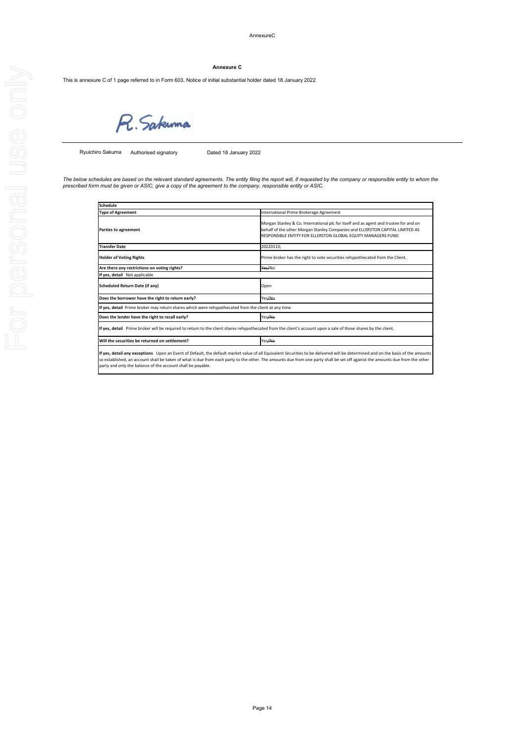**Annexure C**

This is annexure C of 1 page referred to in Form 603, Notice of initial substantial holder dated 18 January 2022

Ryuichiro Sakuma Authorised signatory Dated 18 January 2022

*The below schedules are based on the relevant standard agreements. The entity filing the report will, if requested by the company or responsible entity to whom the prescribed form must be given or ASIC, give a copy of the agreement to the company, responsible entity or ASIC.*

| **Schedule** | |
|---|---|
| **Type of Agreement** | International Prime Brokerage Agreement |
| **Parties to agreement** | Morgan Stanley & Co. International plc for itself and as agent and trustee for and on behalf of the other Morgan Stanley Companies and ELLERSTON CAPITAL LIMITED AS RESPONSIBLE ENTITY FOR ELLERSTON GLOBAL EQUITY MANAGERS FUND |
| **Transfer Date** | 20220113; |
| **Holder of Voting Rights** | Prime broker has the right to vote securities rehypothecated from the Client. |
| **Are there any restrictions on voting rights?** | ~~Yes~~/No |
| **If yes, detail** Not applicable | |
| **Scheduled Return Date (if any)** | Open |
| **Does the borrower have the right to return early?** | Yes/~~No~~ |
| **If yes, detail** Prime broker may return shares which were rehypothecated from the client at any time. | |
| **Does the lender have the right to recall early?** | Yes/~~No~~ |
| **If yes, detail** Prime broker will be required to return to the client shares rehypothecated from the client's account upon a sale of those shares by the client. | |
| **Will the securities be returned on settlement?** | Yes/~~No~~ |
| **If yes, detail any exceptions** Upon an Event of Default, the default market value of all Equivalent Securities to be delivered will be determined and on the basis of the amounts so established, an account shall be taken of what is due from each party to the other. The amounts due from one party shall be set off against the amounts due from the other party and only the balance of the account shall be payable. | |